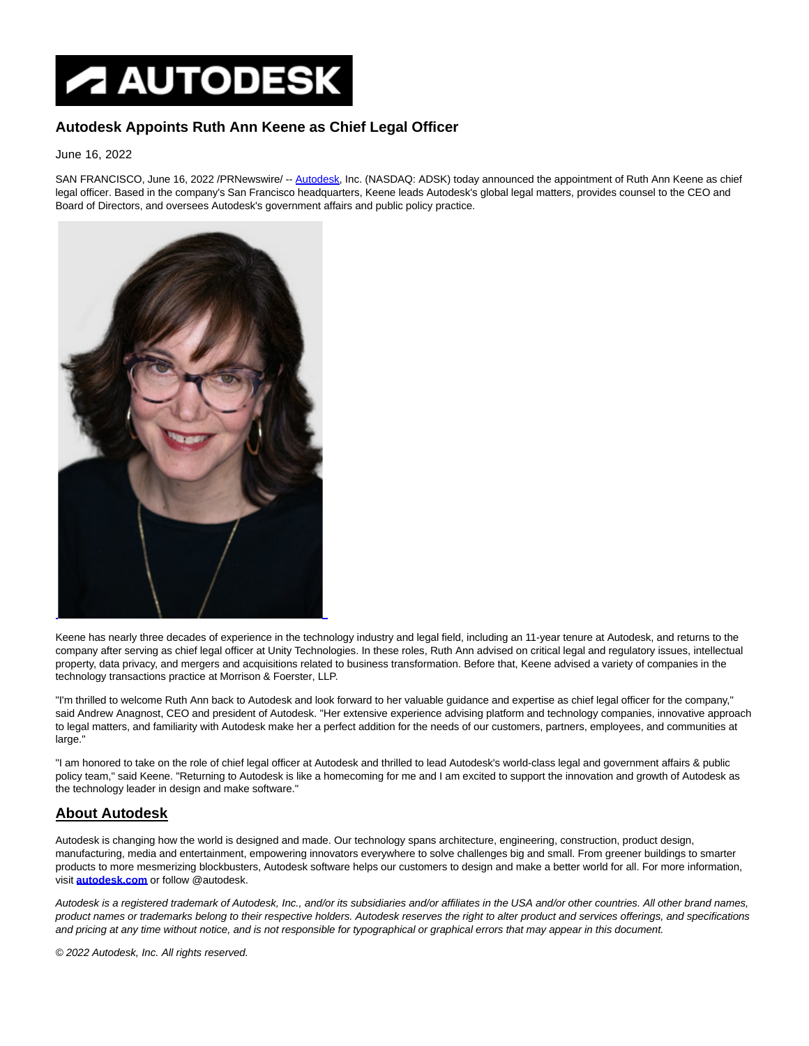# Autodesk Appoints Ruth Ann Keene as Chief Legal Officer

June 16, 2022

SAN FRANCISCO, June 16, 2022 /PRNewswire/ -- Autodesk, Inc. (NASDAQ: ADSK) today announced the appointment of Ruth Ann Keene as chief legal officer. Based in the company's San Francisco headquarters, Keene leads Autodesk's global legal matters, provides counsel to the CEO and Board of Directors, and oversees Autodesk's government affairs and public policy practice.

Keene has nearly three decades of experience in the technology industry and legal field, including an 11-year tenure at Autodesk, and returns to the company after serving as chief legal officer at Unity Technologies. In these roles, Ruth Ann advised on critical legal and regulatory issues, intellectual property, data privacy, and mergers and acquisitions related to business transformation. Before that, Keene advised a variety of companies in the technology transactions practice at Morrison & Foerster, LLP.

"I'm thrilled to welcome Ruth Ann back to Autodesk and look forward to her valuable guidance and expertise as chief legal officer for the company," said Andrew Anagnost, CEO and president of Autodesk. "Her extensive experience advising platform and technology companies, innovative approach to legal matters, and familiarity with Autodesk make her a perfect addition for the needs of our customers, partners, employees, and communities at large."

"I am honored to take on the role of chief legal officer at Autodesk and thrilled to lead Autodesk's world-class legal and government affairs & public policy team," said Keene. "Returning to Autodesk is like a homecoming for me and I am excited to support the innovation and growth of Autodesk as the technology leader in design and make software."

## About Autodesk

Autodesk is changing how the world is designed and made. Our technology spans architecture, engineering, construction, product design, manufacturing, media and entertainment, empowering innovators everywhere to solve challenges big and small. From greener buildings to smarter products to more mesmerizing blockbusters, Autodesk software helps our customers to design and make a better world for all. For more information, visit **autodesk.com** or follow @autodesk.

*Autodesk is a registered trademark of Autodesk, Inc., and/or its subsidiaries and/or affiliates in the USA and/or other countries. All other brand names, product names or trademarks belong to their respective holders. Autodesk reserves the right to alter product and services offerings, and specifications and pricing at any time without notice, and is not responsible for typographical or graphical errors that may appear in this document.*

*© 2022 Autodesk, Inc. All rights reserved.*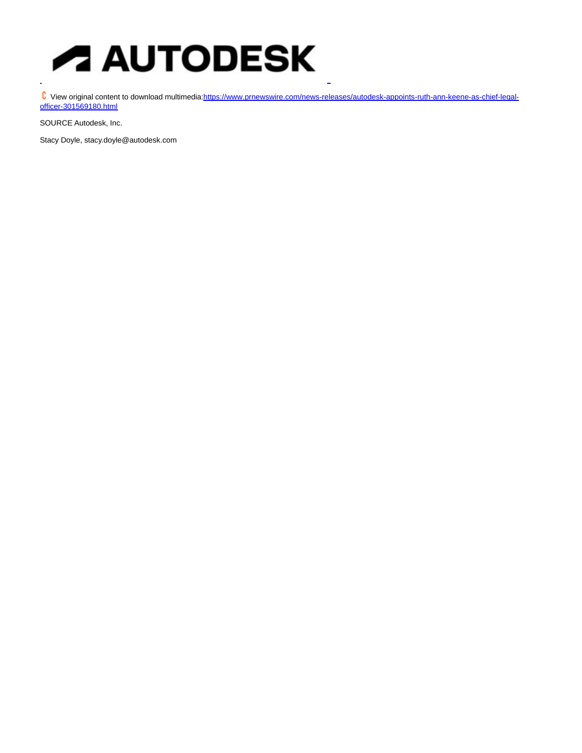View original content to download multimedia:https://www.prnewswire.com/news-releases/autodesk-appoints-ruth-ann-keene-as-chief-legal-officer-301569180.html

SOURCE Autodesk, Inc.

Stacy Doyle, stacy.doyle@autodesk.com